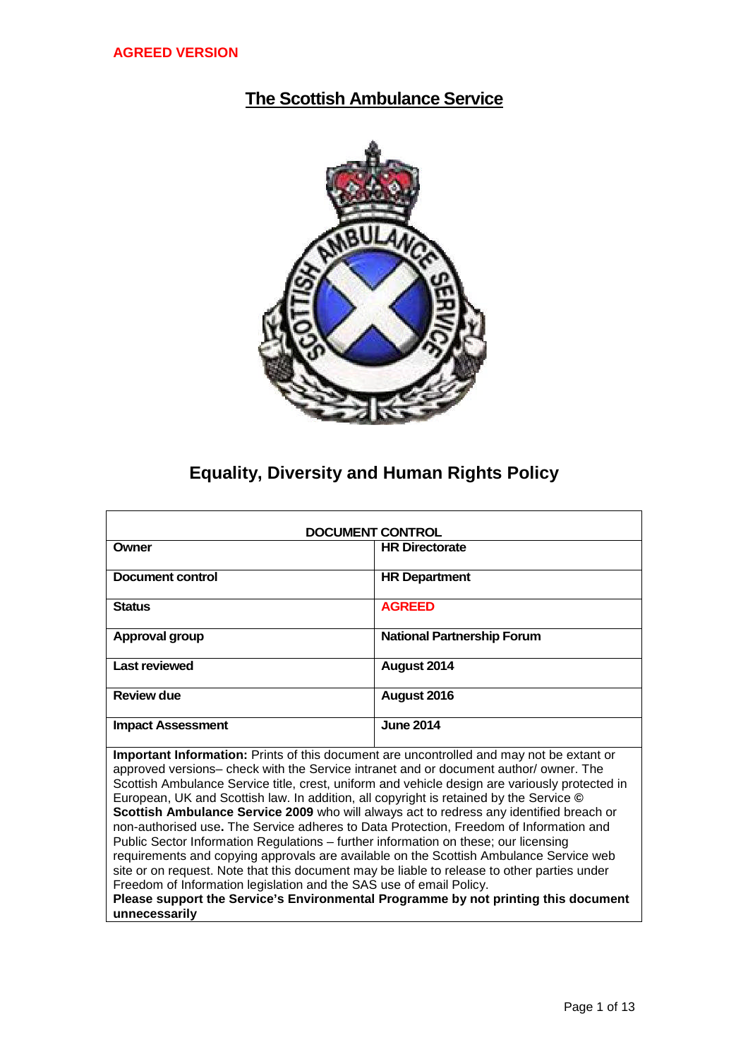**AGREED VERSION**

# The Scottish Ambulance Service

## Equality, Diversity and Human Rights Policy

| DOCUMENT CONTROL | |
|---|---|
| **Owner** | **HR Directorate** |
| **Document control** | **HR Department** |
| **Status** | **AGREED** |
| **Approval group** | **National Partnership Forum** |
| **Last reviewed** | **August 2014** |
| **Review due** | **August 2016** |
| **Impact Assessment** | **June 2014** |

**Important Information:** Prints of this document are uncontrolled and may not be extant or approved versions– check with the Service intranet and or document author/ owner. The Scottish Ambulance Service title, crest, uniform and vehicle design are variously protected in European, UK and Scottish law. In addition, all copyright is retained by the Service **© Scottish Ambulance Service 2009** who will always act to redress any identified breach or non-authorised use**.** The Service adheres to Data Protection, Freedom of Information and Public Sector Information Regulations – further information on these; our licensing requirements and copying approvals are available on the Scottish Ambulance Service web site or on request. Note that this document may be liable to release to other parties under Freedom of Information legislation and the SAS use of email Policy.
**Please support the Service's Environmental Programme by not printing this document unnecessarily**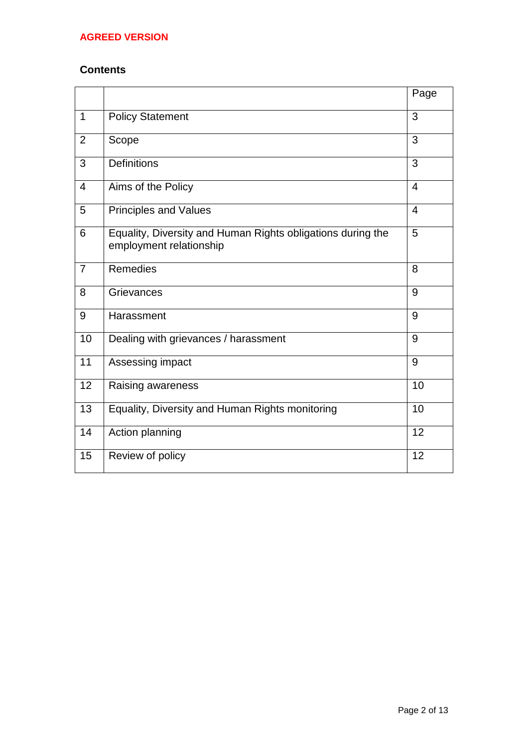**AGREED VERSION**

## Contents

| | | Page |
|---|---|---|
| 1 | Policy Statement | 3 |
| 2 | Scope | 3 |
| 3 | Definitions | 3 |
| 4 | Aims of the Policy | 4 |
| 5 | Principles and Values | 4 |
| 6 | Equality, Diversity and Human Rights obligations during the employment relationship | 5 |
| 7 | Remedies | 8 |
| 8 | Grievances | 9 |
| 9 | Harassment | 9 |
| 10 | Dealing with grievances / harassment | 9 |
| 11 | Assessing impact | 9 |
| 12 | Raising awareness | 10 |
| 13 | Equality, Diversity and Human Rights monitoring | 10 |
| 14 | Action planning | 12 |
| 15 | Review of policy | 12 |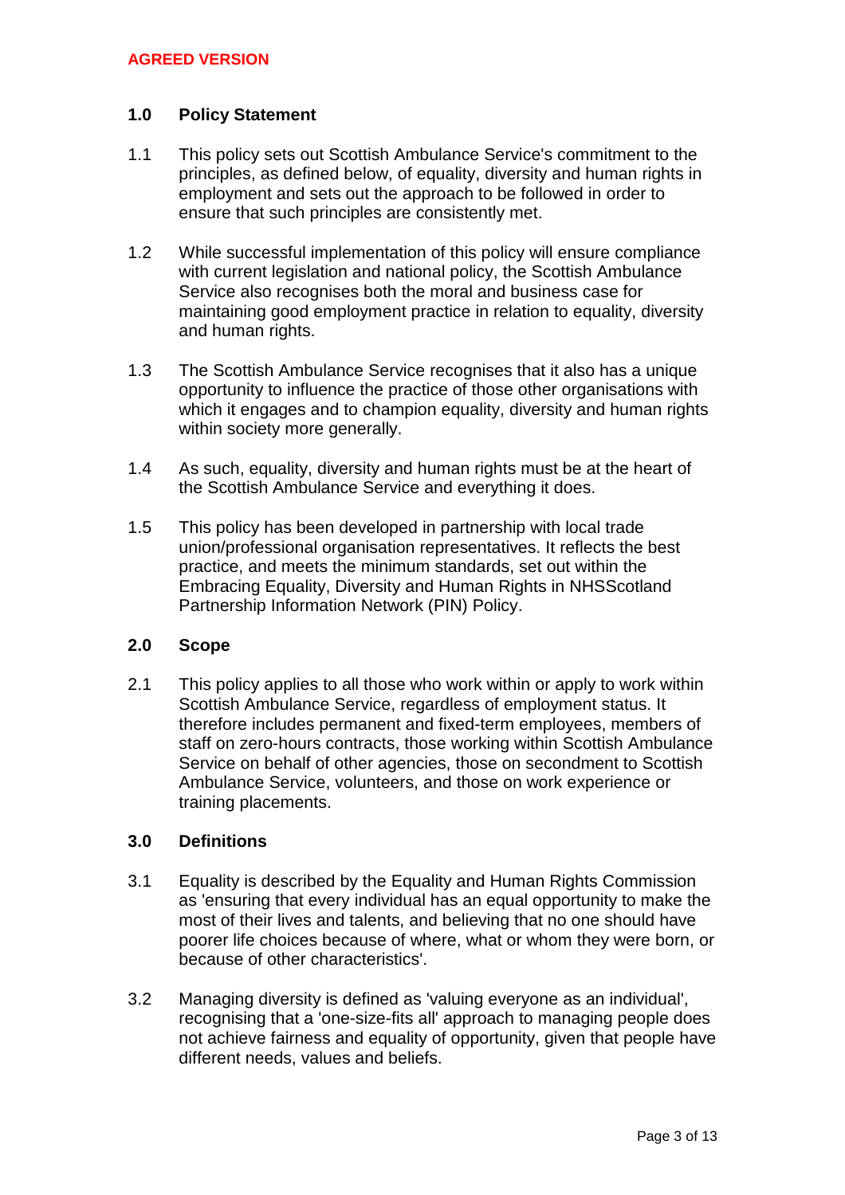**AGREED VERSION**

## 1.0 Policy Statement

1.1 This policy sets out Scottish Ambulance Service's commitment to the principles, as defined below, of equality, diversity and human rights in employment and sets out the approach to be followed in order to ensure that such principles are consistently met.

1.2 While successful implementation of this policy will ensure compliance with current legislation and national policy, the Scottish Ambulance Service also recognises both the moral and business case for maintaining good employment practice in relation to equality, diversity and human rights.

1.3 The Scottish Ambulance Service recognises that it also has a unique opportunity to influence the practice of those other organisations with which it engages and to champion equality, diversity and human rights within society more generally.

1.4 As such, equality, diversity and human rights must be at the heart of the Scottish Ambulance Service and everything it does.

1.5 This policy has been developed in partnership with local trade union/professional organisation representatives. It reflects the best practice, and meets the minimum standards, set out within the Embracing Equality, Diversity and Human Rights in NHSScotland Partnership Information Network (PIN) Policy.

## 2.0 Scope

2.1 This policy applies to all those who work within or apply to work within Scottish Ambulance Service, regardless of employment status. It therefore includes permanent and fixed-term employees, members of staff on zero-hours contracts, those working within Scottish Ambulance Service on behalf of other agencies, those on secondment to Scottish Ambulance Service, volunteers, and those on work experience or training placements.

## 3.0 Definitions

3.1 Equality is described by the Equality and Human Rights Commission as 'ensuring that every individual has an equal opportunity to make the most of their lives and talents, and believing that no one should have poorer life choices because of where, what or whom they were born, or because of other characteristics'.

3.2 Managing diversity is defined as 'valuing everyone as an individual', recognising that a 'one-size-fits all' approach to managing people does not achieve fairness and equality of opportunity, given that people have different needs, values and beliefs.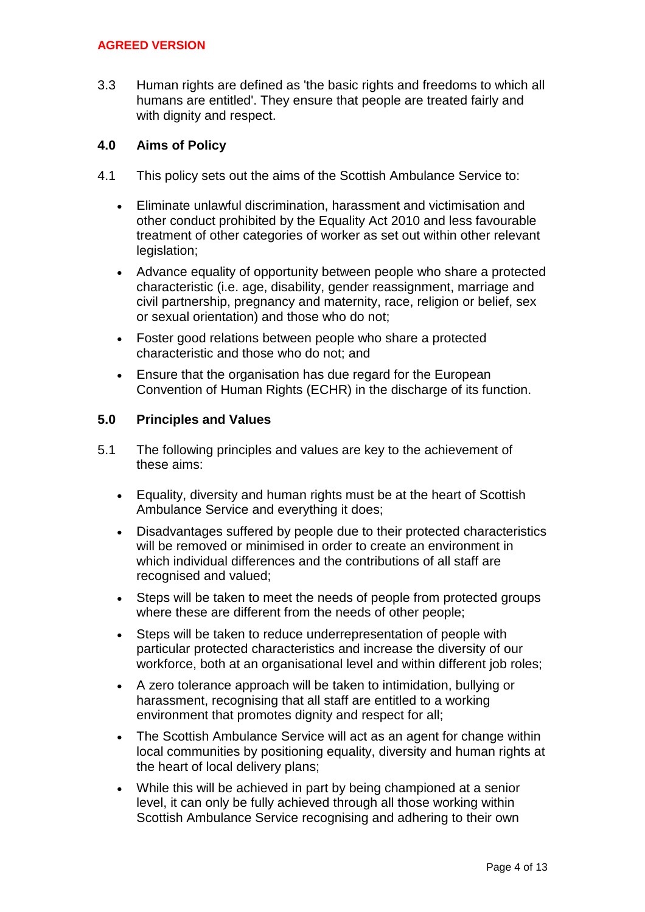**AGREED VERSION**

3.3 Human rights are defined as 'the basic rights and freedoms to which all humans are entitled'. They ensure that people are treated fairly and with dignity and respect.

## 4.0 Aims of Policy

4.1 This policy sets out the aims of the Scottish Ambulance Service to:

- Eliminate unlawful discrimination, harassment and victimisation and other conduct prohibited by the Equality Act 2010 and less favourable treatment of other categories of worker as set out within other relevant legislation;
- Advance equality of opportunity between people who share a protected characteristic (i.e. age, disability, gender reassignment, marriage and civil partnership, pregnancy and maternity, race, religion or belief, sex or sexual orientation) and those who do not;
- Foster good relations between people who share a protected characteristic and those who do not; and
- Ensure that the organisation has due regard for the European Convention of Human Rights (ECHR) in the discharge of its function.

## 5.0 Principles and Values

5.1 The following principles and values are key to the achievement of these aims:

- Equality, diversity and human rights must be at the heart of Scottish Ambulance Service and everything it does;
- Disadvantages suffered by people due to their protected characteristics will be removed or minimised in order to create an environment in which individual differences and the contributions of all staff are recognised and valued;
- Steps will be taken to meet the needs of people from protected groups where these are different from the needs of other people;
- Steps will be taken to reduce underrepresentation of people with particular protected characteristics and increase the diversity of our workforce, both at an organisational level and within different job roles;
- A zero tolerance approach will be taken to intimidation, bullying or harassment, recognising that all staff are entitled to a working environment that promotes dignity and respect for all;
- The Scottish Ambulance Service will act as an agent for change within local communities by positioning equality, diversity and human rights at the heart of local delivery plans;
- While this will be achieved in part by being championed at a senior level, it can only be fully achieved through all those working within Scottish Ambulance Service recognising and adhering to their own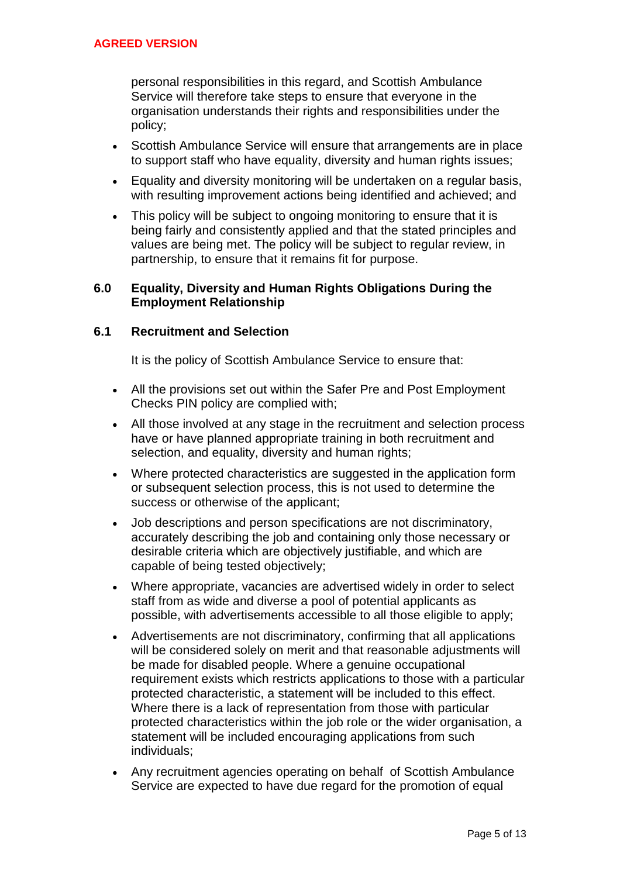personal responsibilities in this regard, and Scottish Ambulance Service will therefore take steps to ensure that everyone in the organisation understands their rights and responsibilities under the policy;

- Scottish Ambulance Service will ensure that arrangements are in place to support staff who have equality, diversity and human rights issues;
- Equality and diversity monitoring will be undertaken on a regular basis, with resulting improvement actions being identified and achieved; and
- This policy will be subject to ongoing monitoring to ensure that it is being fairly and consistently applied and that the stated principles and values are being met. The policy will be subject to regular review, in partnership, to ensure that it remains fit for purpose.

## 6.0 Equality, Diversity and Human Rights Obligations During the Employment Relationship

### 6.1 Recruitment and Selection

It is the policy of Scottish Ambulance Service to ensure that:

- All the provisions set out within the Safer Pre and Post Employment Checks PIN policy are complied with;
- All those involved at any stage in the recruitment and selection process have or have planned appropriate training in both recruitment and selection, and equality, diversity and human rights;
- Where protected characteristics are suggested in the application form or subsequent selection process, this is not used to determine the success or otherwise of the applicant;
- Job descriptions and person specifications are not discriminatory, accurately describing the job and containing only those necessary or desirable criteria which are objectively justifiable, and which are capable of being tested objectively;
- Where appropriate, vacancies are advertised widely in order to select staff from as wide and diverse a pool of potential applicants as possible, with advertisements accessible to all those eligible to apply;
- Advertisements are not discriminatory, confirming that all applications will be considered solely on merit and that reasonable adjustments will be made for disabled people. Where a genuine occupational requirement exists which restricts applications to those with a particular protected characteristic, a statement will be included to this effect. Where there is a lack of representation from those with particular protected characteristics within the job role or the wider organisation, a statement will be included encouraging applications from such individuals;
- Any recruitment agencies operating on behalf of Scottish Ambulance Service are expected to have due regard for the promotion of equal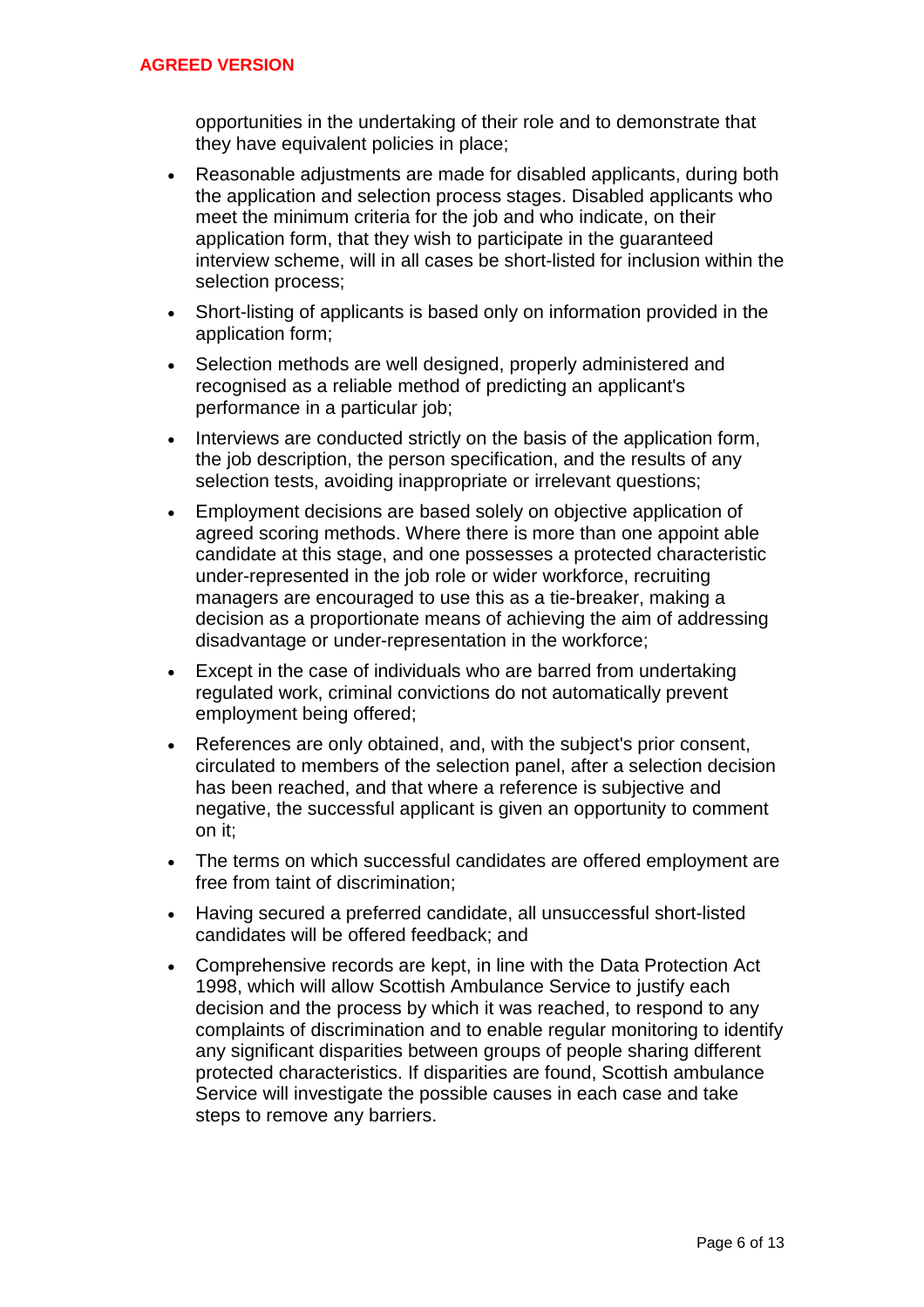opportunities in the undertaking of their role and to demonstrate that they have equivalent policies in place;

- Reasonable adjustments are made for disabled applicants, during both the application and selection process stages. Disabled applicants who meet the minimum criteria for the job and who indicate, on their application form, that they wish to participate in the guaranteed interview scheme, will in all cases be short-listed for inclusion within the selection process;
- Short-listing of applicants is based only on information provided in the application form;
- Selection methods are well designed, properly administered and recognised as a reliable method of predicting an applicant's performance in a particular job;
- Interviews are conducted strictly on the basis of the application form, the job description, the person specification, and the results of any selection tests, avoiding inappropriate or irrelevant questions;
- Employment decisions are based solely on objective application of agreed scoring methods. Where there is more than one appoint able candidate at this stage, and one possesses a protected characteristic under-represented in the job role or wider workforce, recruiting managers are encouraged to use this as a tie-breaker, making a decision as a proportionate means of achieving the aim of addressing disadvantage or under-representation in the workforce;
- Except in the case of individuals who are barred from undertaking regulated work, criminal convictions do not automatically prevent employment being offered;
- References are only obtained, and, with the subject's prior consent, circulated to members of the selection panel, after a selection decision has been reached, and that where a reference is subjective and negative, the successful applicant is given an opportunity to comment on it;
- The terms on which successful candidates are offered employment are free from taint of discrimination;
- Having secured a preferred candidate, all unsuccessful short-listed candidates will be offered feedback; and
- Comprehensive records are kept, in line with the Data Protection Act 1998, which will allow Scottish Ambulance Service to justify each decision and the process by which it was reached, to respond to any complaints of discrimination and to enable regular monitoring to identify any significant disparities between groups of people sharing different protected characteristics. If disparities are found, Scottish ambulance Service will investigate the possible causes in each case and take steps to remove any barriers.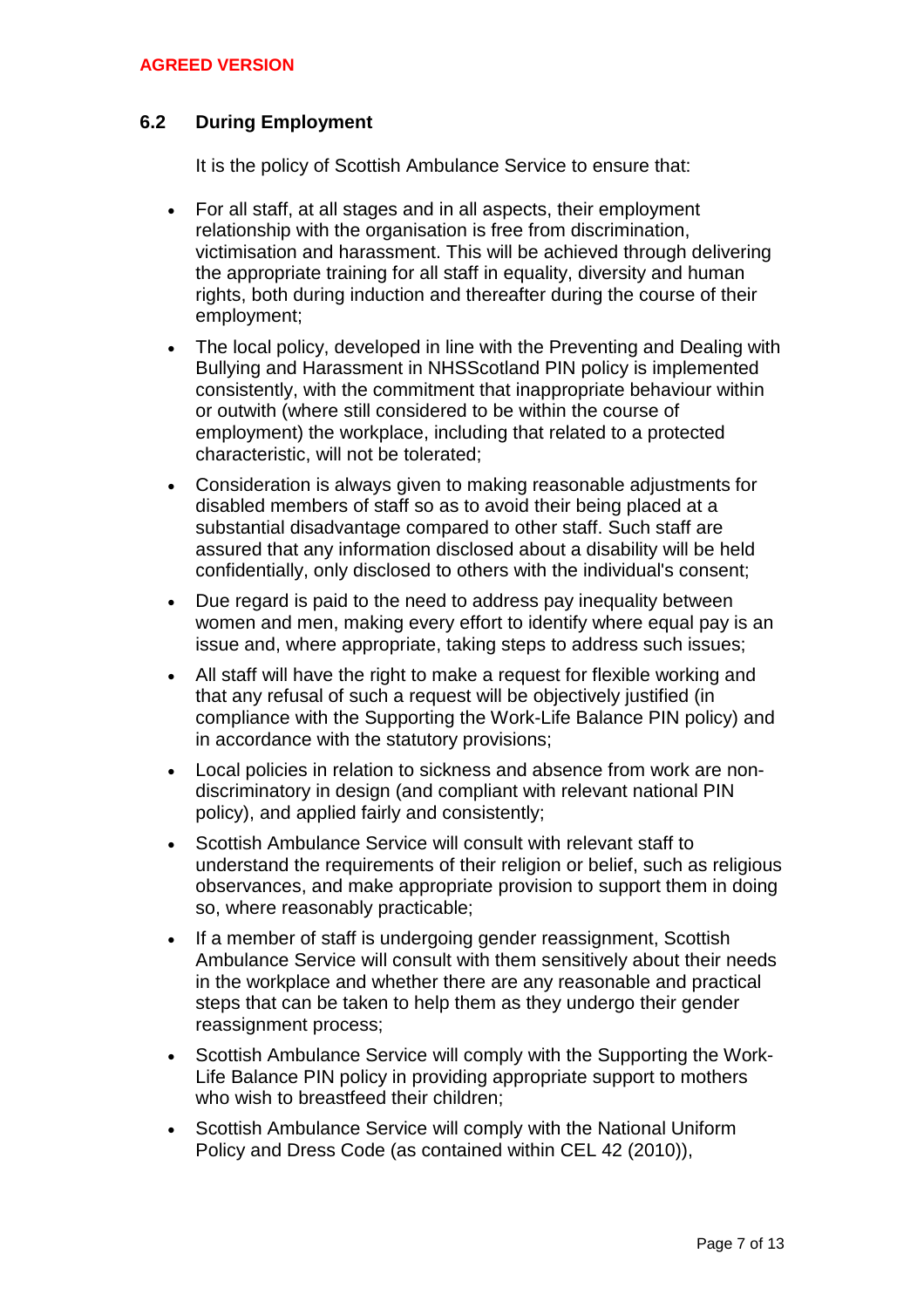AGREED VERSION

### 6.2 During Employment

It is the policy of Scottish Ambulance Service to ensure that:

- For all staff, at all stages and in all aspects, their employment relationship with the organisation is free from discrimination, victimisation and harassment. This will be achieved through delivering the appropriate training for all staff in equality, diversity and human rights, both during induction and thereafter during the course of their employment;
- The local policy, developed in line with the Preventing and Dealing with Bullying and Harassment in NHSScotland PIN policy is implemented consistently, with the commitment that inappropriate behaviour within or outwith (where still considered to be within the course of employment) the workplace, including that related to a protected characteristic, will not be tolerated;
- Consideration is always given to making reasonable adjustments for disabled members of staff so as to avoid their being placed at a substantial disadvantage compared to other staff. Such staff are assured that any information disclosed about a disability will be held confidentially, only disclosed to others with the individual's consent;
- Due regard is paid to the need to address pay inequality between women and men, making every effort to identify where equal pay is an issue and, where appropriate, taking steps to address such issues;
- All staff will have the right to make a request for flexible working and that any refusal of such a request will be objectively justified (in compliance with the Supporting the Work-Life Balance PIN policy) and in accordance with the statutory provisions;
- Local policies in relation to sickness and absence from work are non-discriminatory in design (and compliant with relevant national PIN policy), and applied fairly and consistently;
- Scottish Ambulance Service will consult with relevant staff to understand the requirements of their religion or belief, such as religious observances, and make appropriate provision to support them in doing so, where reasonably practicable;
- If a member of staff is undergoing gender reassignment, Scottish Ambulance Service will consult with them sensitively about their needs in the workplace and whether there are any reasonable and practical steps that can be taken to help them as they undergo their gender reassignment process;
- Scottish Ambulance Service will comply with the Supporting the Work-Life Balance PIN policy in providing appropriate support to mothers who wish to breastfeed their children;
- Scottish Ambulance Service will comply with the National Uniform Policy and Dress Code (as contained within CEL 42 (2010)),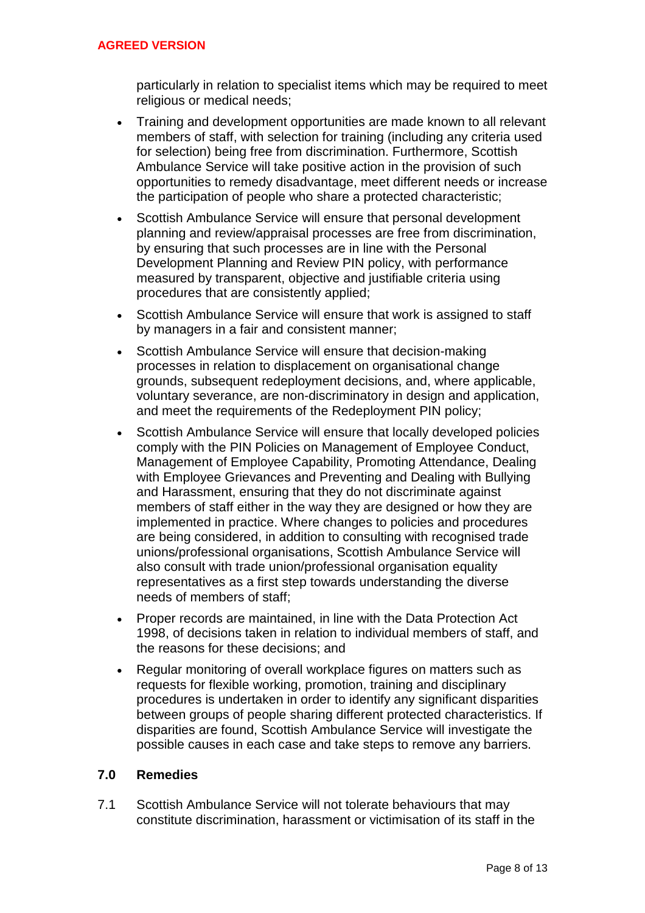particularly in relation to specialist items which may be required to meet religious or medical needs;

- Training and development opportunities are made known to all relevant members of staff, with selection for training (including any criteria used for selection) being free from discrimination. Furthermore, Scottish Ambulance Service will take positive action in the provision of such opportunities to remedy disadvantage, meet different needs or increase the participation of people who share a protected characteristic;
- Scottish Ambulance Service will ensure that personal development planning and review/appraisal processes are free from discrimination, by ensuring that such processes are in line with the Personal Development Planning and Review PIN policy, with performance measured by transparent, objective and justifiable criteria using procedures that are consistently applied;
- Scottish Ambulance Service will ensure that work is assigned to staff by managers in a fair and consistent manner;
- Scottish Ambulance Service will ensure that decision-making processes in relation to displacement on organisational change grounds, subsequent redeployment decisions, and, where applicable, voluntary severance, are non-discriminatory in design and application, and meet the requirements of the Redeployment PIN policy;
- Scottish Ambulance Service will ensure that locally developed policies comply with the PIN Policies on Management of Employee Conduct, Management of Employee Capability, Promoting Attendance, Dealing with Employee Grievances and Preventing and Dealing with Bullying and Harassment, ensuring that they do not discriminate against members of staff either in the way they are designed or how they are implemented in practice. Where changes to policies and procedures are being considered, in addition to consulting with recognised trade unions/professional organisations, Scottish Ambulance Service will also consult with trade union/professional organisation equality representatives as a first step towards understanding the diverse needs of members of staff;
- Proper records are maintained, in line with the Data Protection Act 1998, of decisions taken in relation to individual members of staff, and the reasons for these decisions; and
- Regular monitoring of overall workplace figures on matters such as requests for flexible working, promotion, training and disciplinary procedures is undertaken in order to identify any significant disparities between groups of people sharing different protected characteristics. If disparities are found, Scottish Ambulance Service will investigate the possible causes in each case and take steps to remove any barriers.

## 7.0 Remedies

7.1 Scottish Ambulance Service will not tolerate behaviours that may constitute discrimination, harassment or victimisation of its staff in the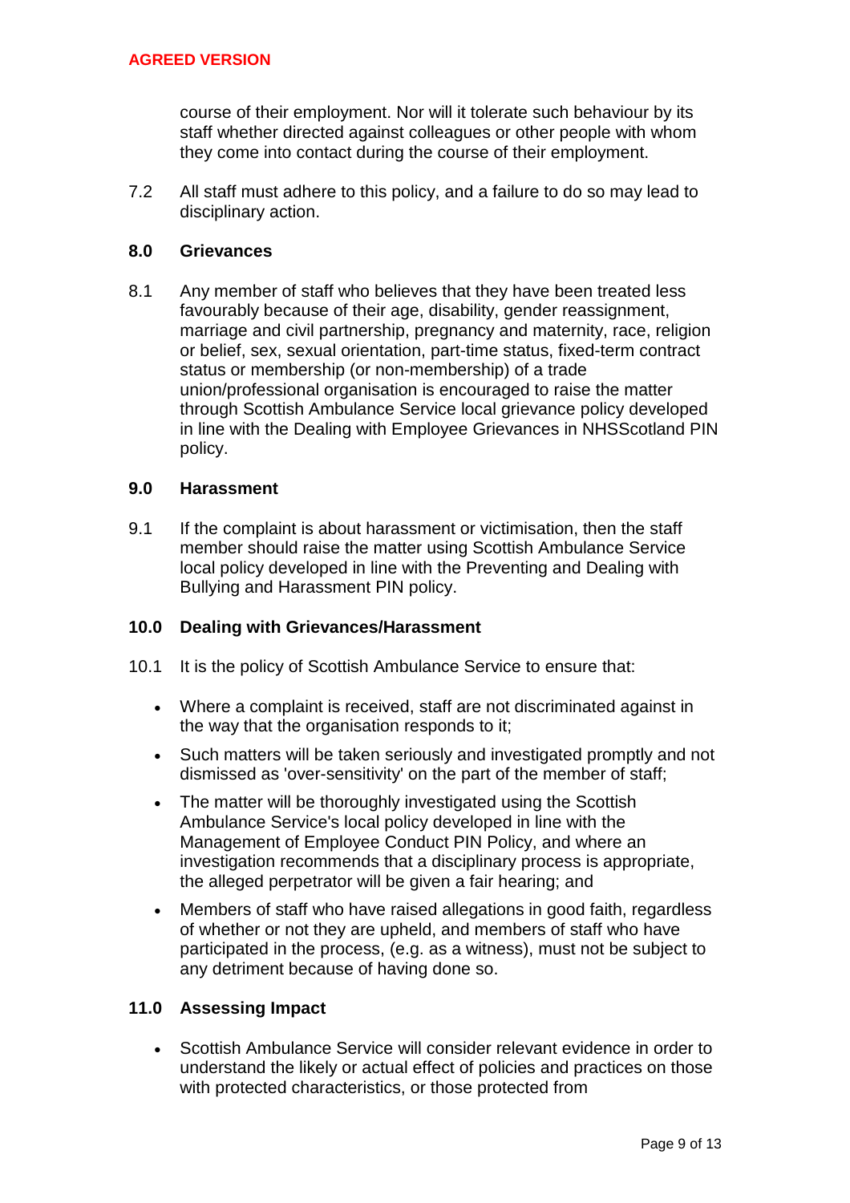course of their employment. Nor will it tolerate such behaviour by its staff whether directed against colleagues or other people with whom they come into contact during the course of their employment.

7.2 All staff must adhere to this policy, and a failure to do so may lead to disciplinary action.

## 8.0 Grievances

8.1 Any member of staff who believes that they have been treated less favourably because of their age, disability, gender reassignment, marriage and civil partnership, pregnancy and maternity, race, religion or belief, sex, sexual orientation, part-time status, fixed-term contract status or membership (or non-membership) of a trade union/professional organisation is encouraged to raise the matter through Scottish Ambulance Service local grievance policy developed in line with the Dealing with Employee Grievances in NHSScotland PIN policy.

## 9.0 Harassment

9.1 If the complaint is about harassment or victimisation, then the staff member should raise the matter using Scottish Ambulance Service local policy developed in line with the Preventing and Dealing with Bullying and Harassment PIN policy.

## 10.0 Dealing with Grievances/Harassment

10.1 It is the policy of Scottish Ambulance Service to ensure that:

- Where a complaint is received, staff are not discriminated against in the way that the organisation responds to it;
- Such matters will be taken seriously and investigated promptly and not dismissed as 'over-sensitivity' on the part of the member of staff;
- The matter will be thoroughly investigated using the Scottish Ambulance Service's local policy developed in line with the Management of Employee Conduct PIN Policy, and where an investigation recommends that a disciplinary process is appropriate, the alleged perpetrator will be given a fair hearing; and
- Members of staff who have raised allegations in good faith, regardless of whether or not they are upheld, and members of staff who have participated in the process, (e.g. as a witness), must not be subject to any detriment because of having done so.

## 11.0 Assessing Impact

- Scottish Ambulance Service will consider relevant evidence in order to understand the likely or actual effect of policies and practices on those with protected characteristics, or those protected from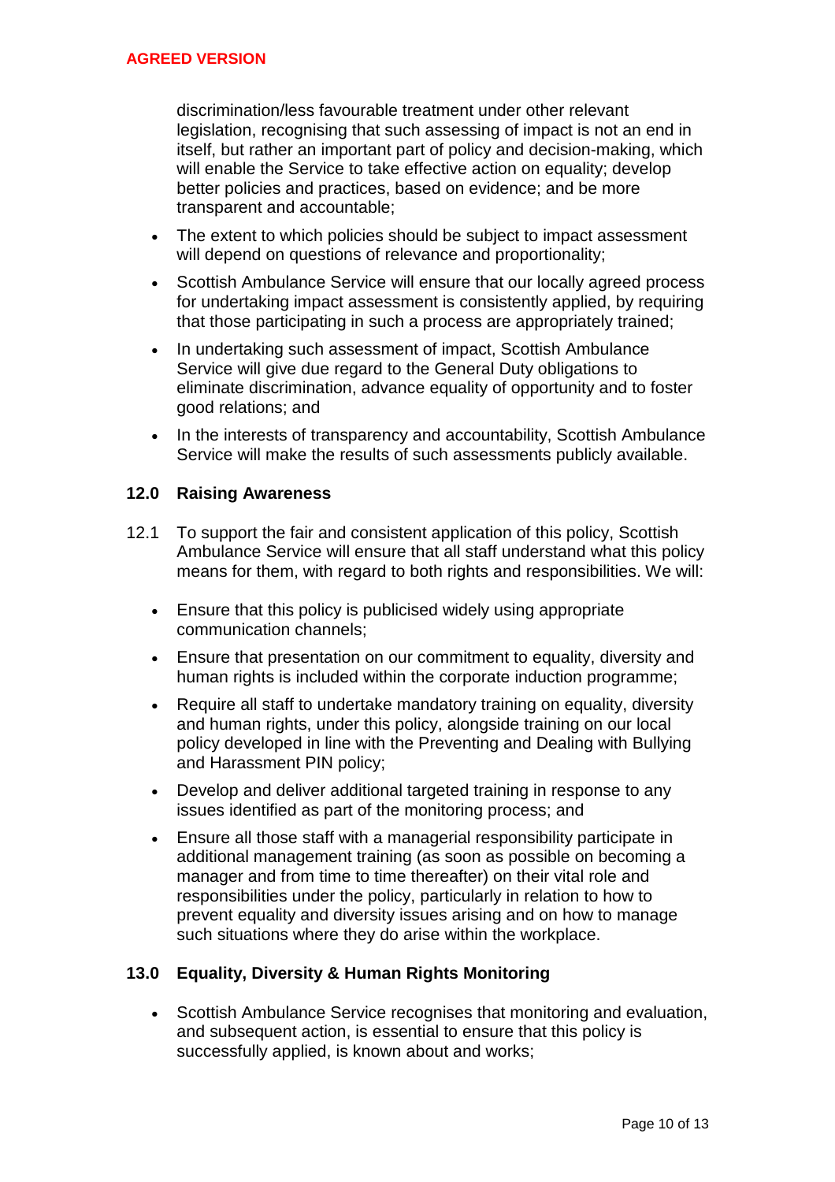**AGREED VERSION**

discrimination/less favourable treatment under other relevant legislation, recognising that such assessing of impact is not an end in itself, but rather an important part of policy and decision-making, which will enable the Service to take effective action on equality; develop better policies and practices, based on evidence; and be more transparent and accountable;

- The extent to which policies should be subject to impact assessment will depend on questions of relevance and proportionality;
- Scottish Ambulance Service will ensure that our locally agreed process for undertaking impact assessment is consistently applied, by requiring that those participating in such a process are appropriately trained;
- In undertaking such assessment of impact, Scottish Ambulance Service will give due regard to the General Duty obligations to eliminate discrimination, advance equality of opportunity and to foster good relations; and
- In the interests of transparency and accountability, Scottish Ambulance Service will make the results of such assessments publicly available.

## 12.0 Raising Awareness

12.1 To support the fair and consistent application of this policy, Scottish Ambulance Service will ensure that all staff understand what this policy means for them, with regard to both rights and responsibilities. We will:

- Ensure that this policy is publicised widely using appropriate communication channels;
- Ensure that presentation on our commitment to equality, diversity and human rights is included within the corporate induction programme;
- Require all staff to undertake mandatory training on equality, diversity and human rights, under this policy, alongside training on our local policy developed in line with the Preventing and Dealing with Bullying and Harassment PIN policy;
- Develop and deliver additional targeted training in response to any issues identified as part of the monitoring process; and
- Ensure all those staff with a managerial responsibility participate in additional management training (as soon as possible on becoming a manager and from time to time thereafter) on their vital role and responsibilities under the policy, particularly in relation to how to prevent equality and diversity issues arising and on how to manage such situations where they do arise within the workplace.

## 13.0 Equality, Diversity & Human Rights Monitoring

- Scottish Ambulance Service recognises that monitoring and evaluation, and subsequent action, is essential to ensure that this policy is successfully applied, is known about and works;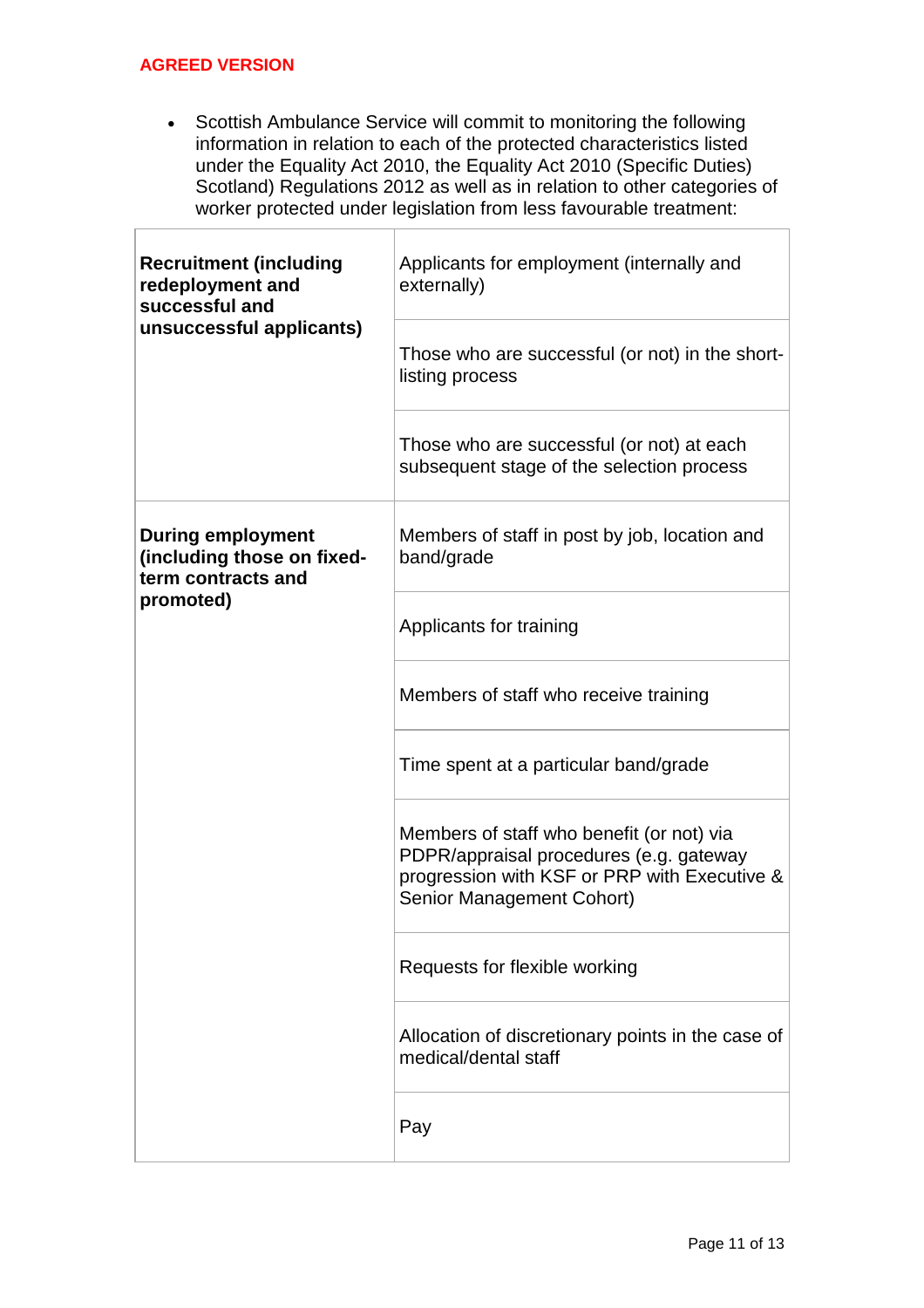**AGREED VERSION**

- Scottish Ambulance Service will commit to monitoring the following information in relation to each of the protected characteristics listed under the Equality Act 2010, the Equality Act 2010 (Specific Duties) Scotland) Regulations 2012 as well as in relation to other categories of worker protected under legislation from less favourable treatment:

| | |
|---|---|
| **Recruitment (including redeployment and successful and unsuccessful applicants)** | Applicants for employment (internally and externally) |
| | Those who are successful (or not) in the short-listing process |
| | Those who are successful (or not) at each subsequent stage of the selection process |
| **During employment (including those on fixed-term contracts and promoted)** | Members of staff in post by job, location and band/grade |
| | Applicants for training |
| | Members of staff who receive training |
| | Time spent at a particular band/grade |
| | Members of staff who benefit (or not) via PDPR/appraisal procedures (e.g. gateway progression with KSF or PRP with Executive & Senior Management Cohort) |
| | Requests for flexible working |
| | Allocation of discretionary points in the case of medical/dental staff |
| | Pay |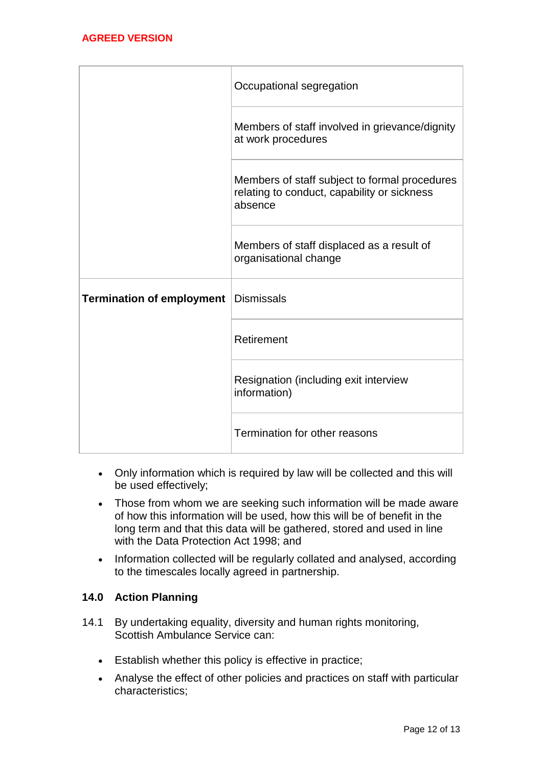**AGREED VERSION**

| | |
|---|---|
| | Occupational segregation |
| | Members of staff involved in grievance/dignity at work procedures |
| | Members of staff subject to formal procedures relating to conduct, capability or sickness absence |
| | Members of staff displaced as a result of organisational change |
| **Termination of employment** | Dismissals |
| | Retirement |
| | Resignation (including exit interview information) |
| | Termination for other reasons |

- Only information which is required by law will be collected and this will be used effectively;
- Those from whom we are seeking such information will be made aware of how this information will be used, how this will be of benefit in the long term and that this data will be gathered, stored and used in line with the Data Protection Act 1998; and
- Information collected will be regularly collated and analysed, according to the timescales locally agreed in partnership.

## 14.0 Action Planning

14.1 By undertaking equality, diversity and human rights monitoring, Scottish Ambulance Service can:

- Establish whether this policy is effective in practice;
- Analyse the effect of other policies and practices on staff with particular characteristics;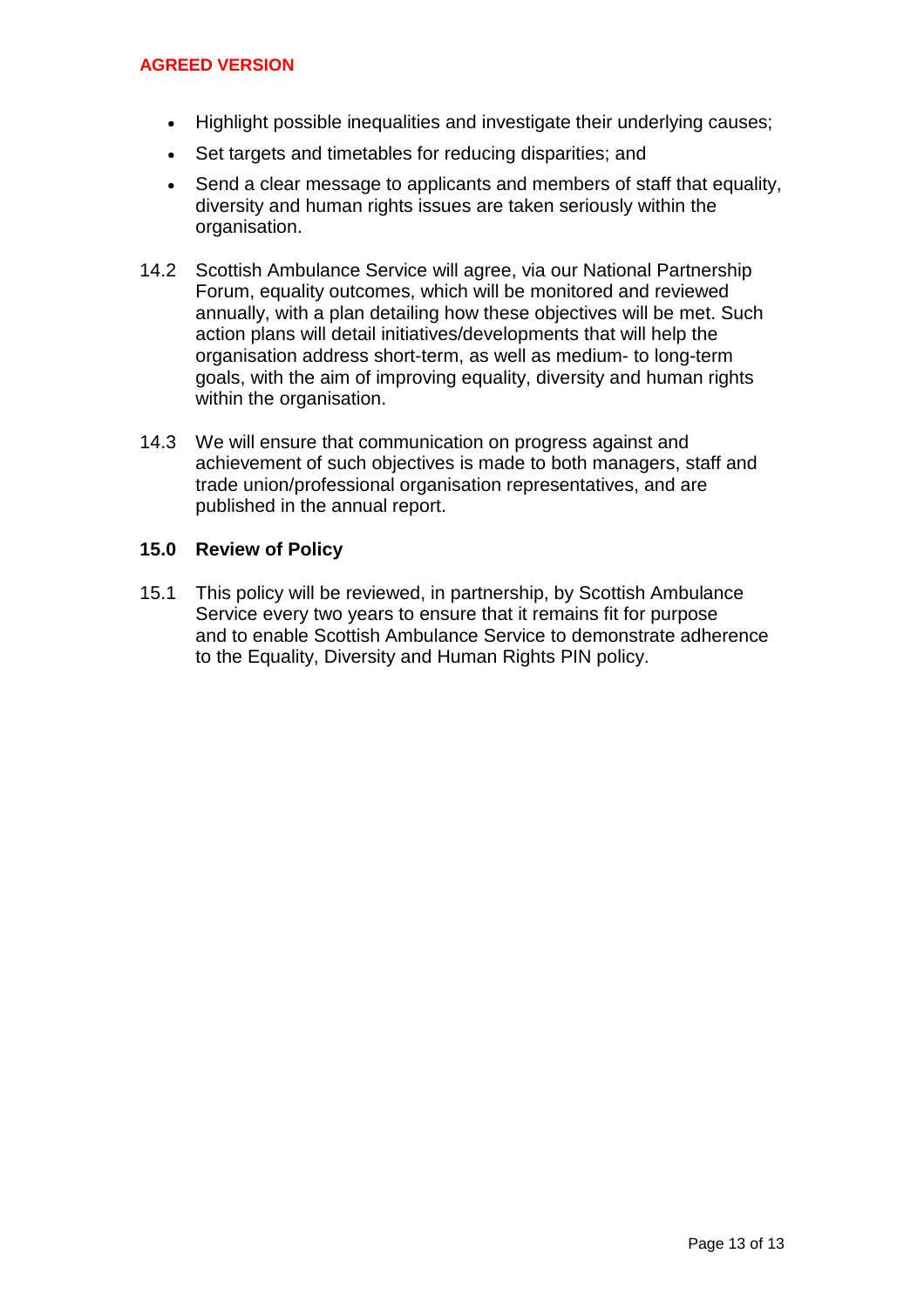- Highlight possible inequalities and investigate their underlying causes;
- Set targets and timetables for reducing disparities; and
- Send a clear message to applicants and members of staff that equality, diversity and human rights issues are taken seriously within the organisation.

14.2 Scottish Ambulance Service will agree, via our National Partnership Forum, equality outcomes, which will be monitored and reviewed annually, with a plan detailing how these objectives will be met. Such action plans will detail initiatives/developments that will help the organisation address short-term, as well as medium- to long-term goals, with the aim of improving equality, diversity and human rights within the organisation.

14.3 We will ensure that communication on progress against and achievement of such objectives is made to both managers, staff and trade union/professional organisation representatives, and are published in the annual report.

## 15.0 Review of Policy

15.1 This policy will be reviewed, in partnership, by Scottish Ambulance Service every two years to ensure that it remains fit for purpose and to enable Scottish Ambulance Service to demonstrate adherence to the Equality, Diversity and Human Rights PIN policy.